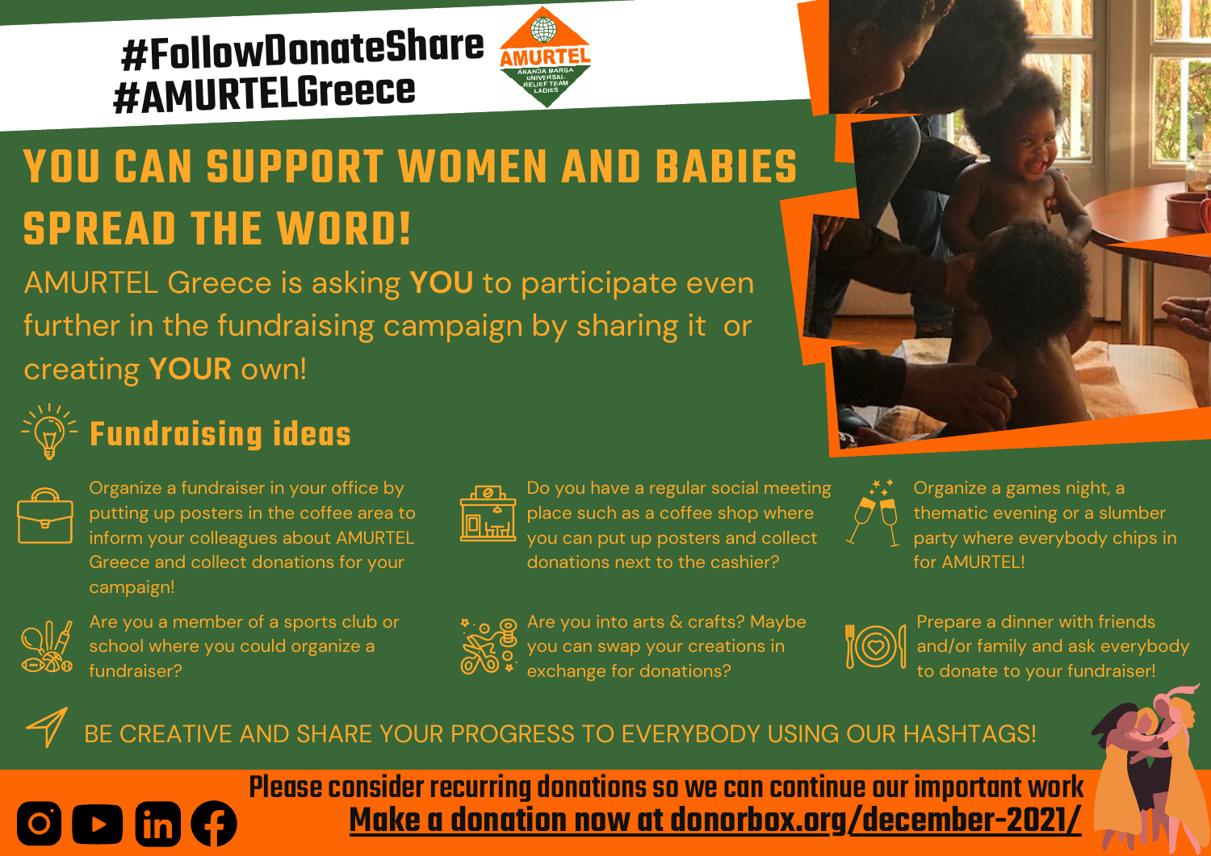**#FollowDonateShare**
**#AMURTELGreece**

AMURTEL
ANANDA MARGA UNIVERSAL RELIEF TEAM LADIES

# YOU CAN SUPPORT WOMEN AND BABIES

# SPREAD THE WORD!

AMURTEL Greece is asking **YOU** to participate even further in the fundraising campaign by sharing it or creating **YOUR** own!

## Fundraising ideas

- Organize a fundraiser in your office by putting up posters in the coffee area to inform your colleagues about AMURTEL Greece and collect donations for your campaign!
- Do you have a regular social meeting place such as a coffee shop where you can put up posters and collect donations next to the cashier?
- Organize a games night, a thematic evening or a slumber party where everybody chips in for AMURTEL!
- Are you a member of a sports club or school where you could organize a fundraiser?
- Are you into arts & crafts? Maybe you can swap your creations in exchange for donations?
- Prepare a dinner with friends and/or family and ask everybody to donate to your fundraiser!

BE CREATIVE AND SHARE YOUR PROGRESS TO EVERYBODY USING OUR HASHTAGS!

**Please consider recurring donations so we can continue our important work**

**Make a donation now at donorbox.org/december-2021/**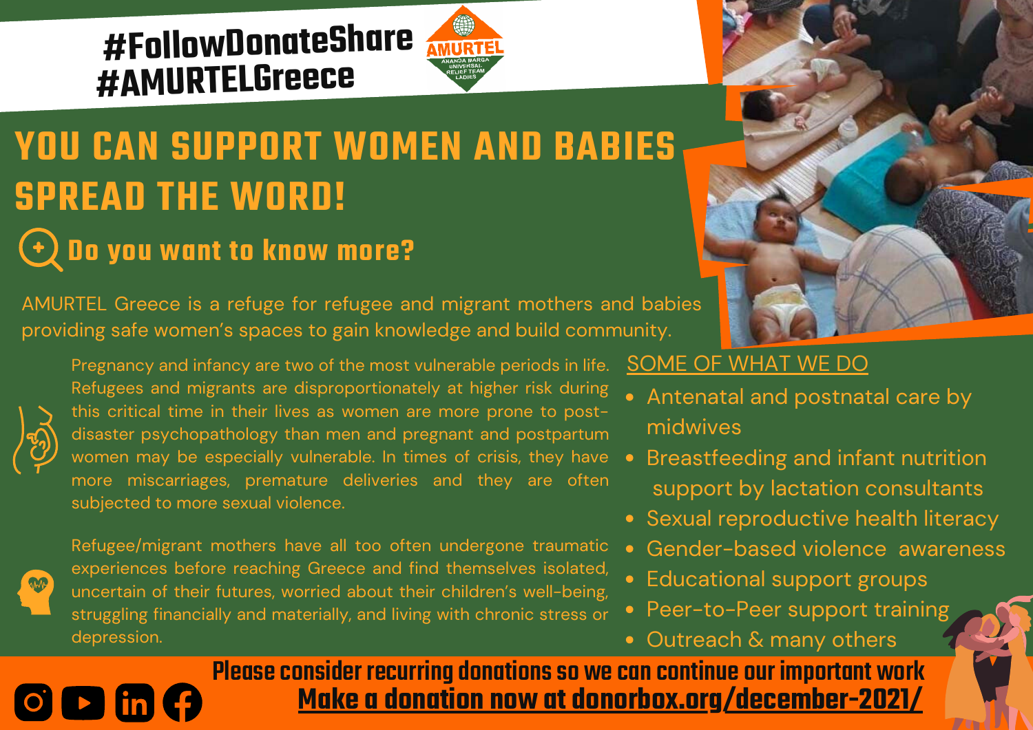#FollowDonateShare
#AMURTELGreece

AMURTEL
ANANDA MARGA UNIVERSAL RELIEF TEAM LADIES

# YOU CAN SUPPORT WOMEN AND BABIES SPREAD THE WORD!

## Do you want to know more?

AMURTEL Greece is a refuge for refugee and migrant mothers and babies providing safe women's spaces to gain knowledge and build community.

Pregnancy and infancy are two of the most vulnerable periods in life. Refugees and migrants are disproportionately at higher risk during this critical time in their lives as women are more prone to post-disaster psychopathology than men and pregnant and postpartum women may be especially vulnerable. In times of crisis, they have more miscarriages, premature deliveries and they are often subjected to more sexual violence.

Refugee/migrant mothers have all too often undergone traumatic experiences before reaching Greece and find themselves isolated, uncertain of their futures, worried about their children's well-being, struggling financially and materially, and living with chronic stress or depression.

SOME OF WHAT WE DO

- Antenatal and postnatal care by midwives
- Breastfeeding and infant nutrition support by lactation consultants
- Sexual reproductive health literacy
- Gender-based violence awareness
- Educational support groups
- Peer-to-Peer support training
- Outreach & many others

**Please consider recurring donations so we can continue our important work**

**Make a donation now at donorbox.org/december-2021/**